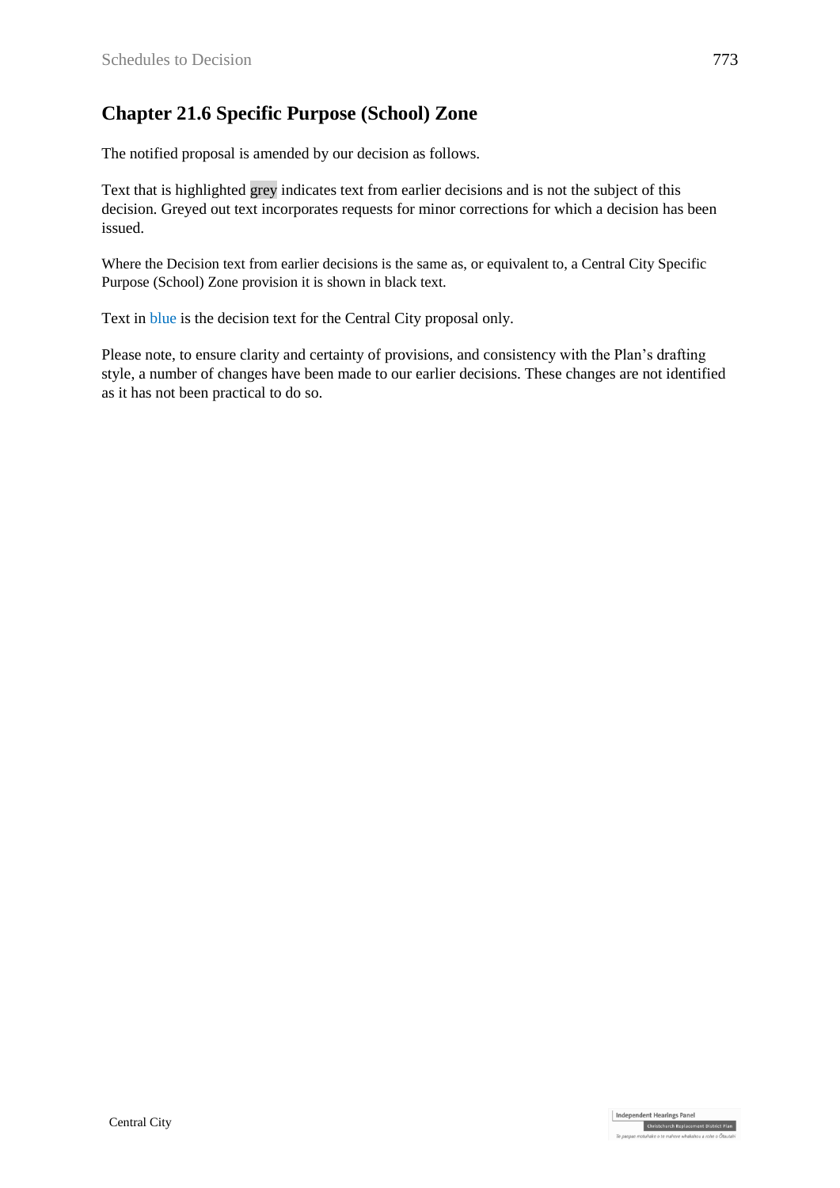# Chapter 21.6 Specific Purpose (School) Zone

The notified proposal is amended by our decision as follows.

Text that is highlighted grey indicates text from earlier decisions and is not the subject of this decision. Greyed out text incorporates requests for minor corrections for which a decision has been issued.

Where the Decision text from earlier decisions is the same as, or equivalent to, a Central City Specific Purpose (School) Zone provision it is shown in black text.

Text in blue is the decision text for the Central City proposal only.

Please note, to ensure clarity and certainty of provisions, and consistency with the Plan's drafting style, a number of changes have been made to our earlier decisions. These changes are not identified as it has not been practical to do so.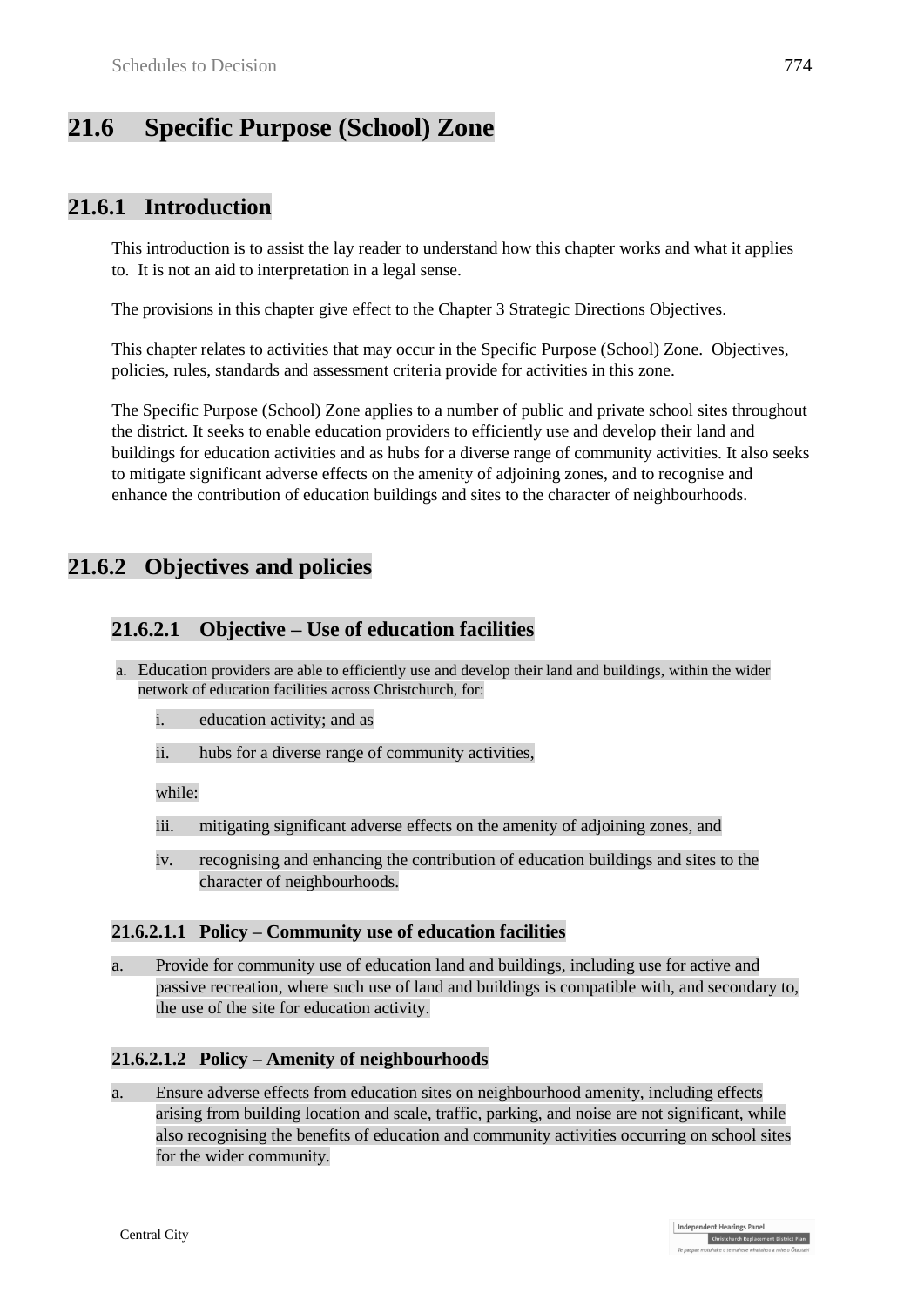# 21.6 Specific Purpose (School) Zone

## 21.6.1 Introduction

This introduction is to assist the lay reader to understand how this chapter works and what it applies to. It is not an aid to interpretation in a legal sense.

The provisions in this chapter give effect to the Chapter 3 Strategic Directions Objectives.

This chapter relates to activities that may occur in the Specific Purpose (School) Zone. Objectives, policies, rules, standards and assessment criteria provide for activities in this zone.

The Specific Purpose (School) Zone applies to a number of public and private school sites throughout the district. It seeks to enable education providers to efficiently use and develop their land and buildings for education activities and as hubs for a diverse range of community activities. It also seeks to mitigate significant adverse effects on the amenity of adjoining zones, and to recognise and enhance the contribution of education buildings and sites to the character of neighbourhoods.

## 21.6.2 Objectives and policies

### 21.6.2.1 Objective – Use of education facilities

a. Education providers are able to efficiently use and develop their land and buildings, within the wider network of education facilities across Christchurch, for:

   i. education activity; and as

   ii. hubs for a diverse range of community activities,

   while:

   iii. mitigating significant adverse effects on the amenity of adjoining zones, and

   iv. recognising and enhancing the contribution of education buildings and sites to the character of neighbourhoods.

#### 21.6.2.1.1 Policy – Community use of education facilities

a. Provide for community use of education land and buildings, including use for active and passive recreation, where such use of land and buildings is compatible with, and secondary to, the use of the site for education activity.

#### 21.6.2.1.2 Policy – Amenity of neighbourhoods

a. Ensure adverse effects from education sites on neighbourhood amenity, including effects arising from building location and scale, traffic, parking, and noise are not significant, while also recognising the benefits of education and community activities occurring on school sites for the wider community.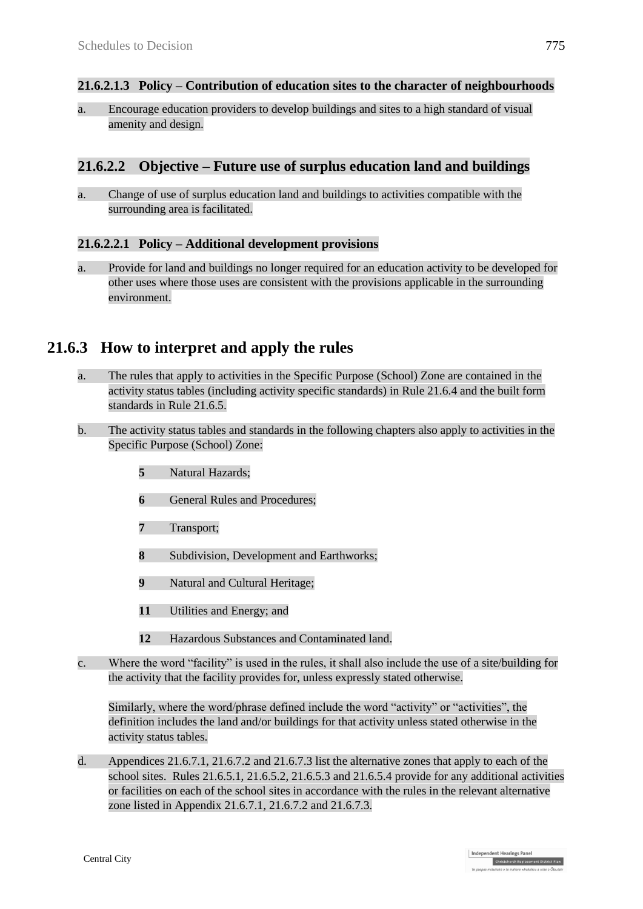#### 21.6.2.1.3 Policy – Contribution of education sites to the character of neighbourhoods

a. Encourage education providers to develop buildings and sites to a high standard of visual amenity and design.

### 21.6.2.2 Objective – Future use of surplus education land and buildings

a. Change of use of surplus education land and buildings to activities compatible with the surrounding area is facilitated.

#### 21.6.2.2.1 Policy – Additional development provisions

a. Provide for land and buildings no longer required for an education activity to be developed for other uses where those uses are consistent with the provisions applicable in the surrounding environment.

## 21.6.3 How to interpret and apply the rules

a. The rules that apply to activities in the Specific Purpose (School) Zone are contained in the activity status tables (including activity specific standards) in Rule 21.6.4 and the built form standards in Rule 21.6.5.

b. The activity status tables and standards in the following chapters also apply to activities in the Specific Purpose (School) Zone:

   **5** Natural Hazards;

   **6** General Rules and Procedures;

   **7** Transport;

   **8** Subdivision, Development and Earthworks;

   **9** Natural and Cultural Heritage;

   **11** Utilities and Energy; and

   **12** Hazardous Substances and Contaminated land.

c. Where the word "facility" is used in the rules, it shall also include the use of a site/building for the activity that the facility provides for, unless expressly stated otherwise.

   Similarly, where the word/phrase defined include the word "activity" or "activities", the definition includes the land and/or buildings for that activity unless stated otherwise in the activity status tables.

d. Appendices 21.6.7.1, 21.6.7.2 and 21.6.7.3 list the alternative zones that apply to each of the school sites. Rules 21.6.5.1, 21.6.5.2, 21.6.5.3 and 21.6.5.4 provide for any additional activities or facilities on each of the school sites in accordance with the rules in the relevant alternative zone listed in Appendix 21.6.7.1, 21.6.7.2 and 21.6.7.3.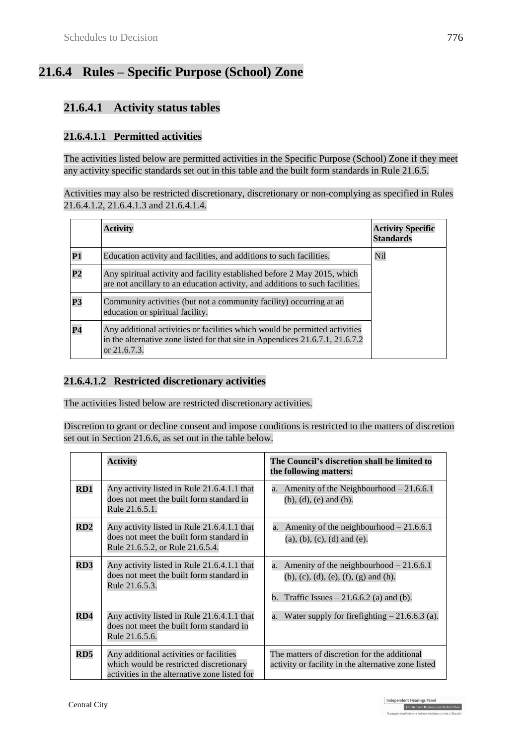## 21.6.4 Rules – Specific Purpose (School) Zone

### 21.6.4.1 Activity status tables

#### 21.6.4.1.1 Permitted activities

The activities listed below are permitted activities in the Specific Purpose (School) Zone if they meet any activity specific standards set out in this table and the built form standards in Rule 21.6.5.

Activities may also be restricted discretionary, discretionary or non-complying as specified in Rules 21.6.4.1.2, 21.6.4.1.3 and 21.6.4.1.4.

| | Activity | Activity Specific Standards |
|---|---|---|
| **P1** | Education activity and facilities, and additions to such facilities. | Nil |
| **P2** | Any spiritual activity and facility established before 2 May 2015, which are not ancillary to an education activity, and additions to such facilities. | |
| **P3** | Community activities (but not a community facility) occurring at an education or spiritual facility. | |
| **P4** | Any additional activities or facilities which would be permitted activities in the alternative zone listed for that site in Appendices 21.6.7.1, 21.6.7.2 or 21.6.7.3. | |

#### 21.6.4.1.2 Restricted discretionary activities

The activities listed below are restricted discretionary activities.

Discretion to grant or decline consent and impose conditions is restricted to the matters of discretion set out in Section 21.6.6, as set out in the table below.

| | Activity | The Council's discretion shall be limited to the following matters: |
|---|---|---|
| **RD1** | Any activity listed in Rule 21.6.4.1.1 that does not meet the built form standard in Rule 21.6.5.1. | a. Amenity of the Neighbourhood – 21.6.6.1 (b), (d), (e) and (h). |
| **RD2** | Any activity listed in Rule 21.6.4.1.1 that does not meet the built form standard in Rule 21.6.5.2, or Rule 21.6.5.4. | a. Amenity of the neighbourhood – 21.6.6.1 (a), (b), (c), (d) and (e). |
| **RD3** | Any activity listed in Rule 21.6.4.1.1 that does not meet the built form standard in Rule 21.6.5.3. | a. Amenity of the neighbourhood – 21.6.6.1 (b), (c), (d), (e), (f), (g) and (h).<br>b. Traffic Issues – 21.6.6.2 (a) and (b). |
| **RD4** | Any activity listed in Rule 21.6.4.1.1 that does not meet the built form standard in Rule 21.6.5.6. | a. Water supply for firefighting – 21.6.6.3 (a). |
| **RD5** | Any additional activities or facilities which would be restricted discretionary activities in the alternative zone listed for | The matters of discretion for the additional activity or facility in the alternative zone listed |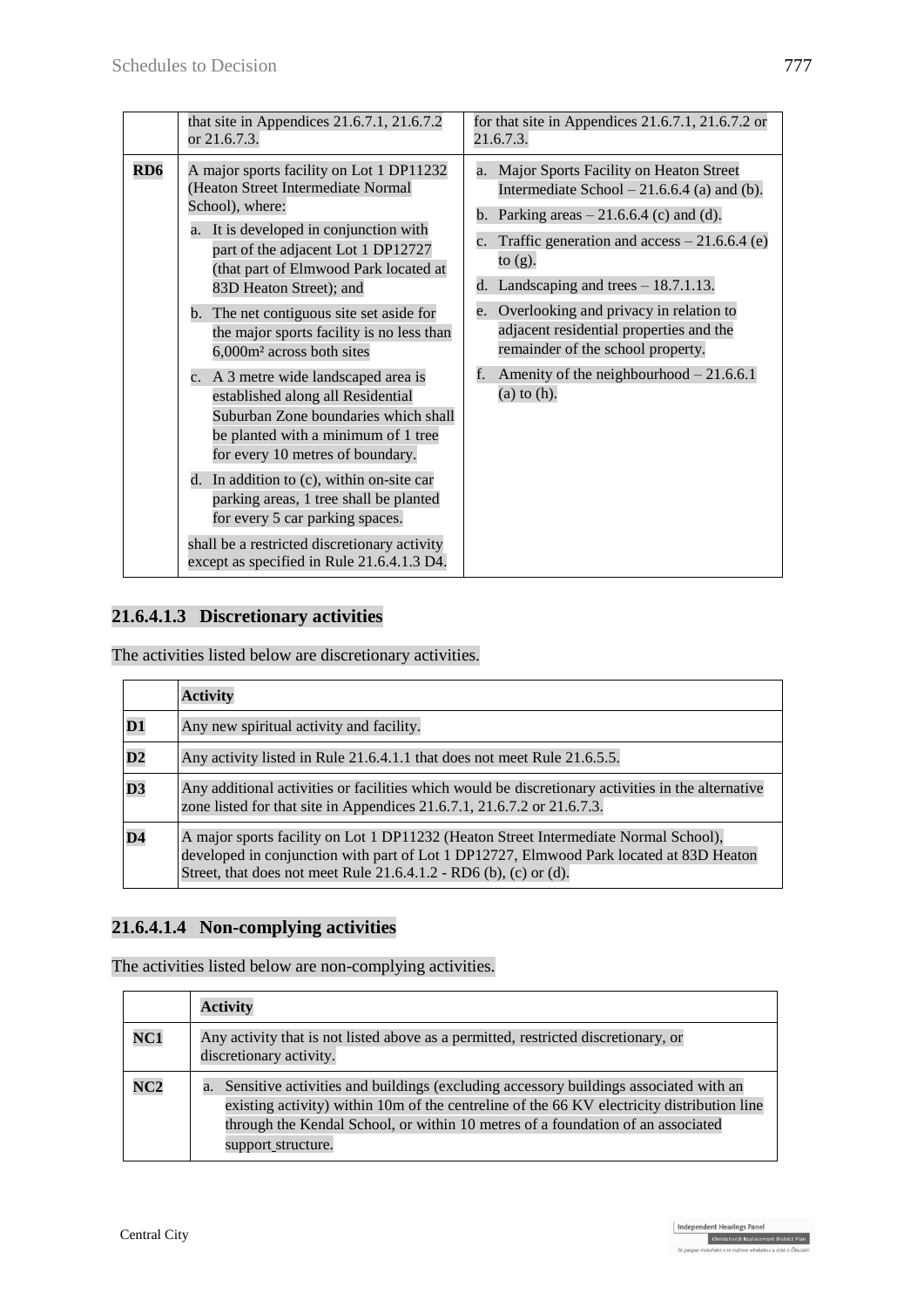| | | |
|---|---|---|
| | that site in Appendices 21.6.7.1, 21.6.7.2 or 21.6.7.3. | for that site in Appendices 21.6.7.1, 21.6.7.2 or 21.6.7.3. |
| **RD6** | A major sports facility on Lot 1 DP11232 (Heaton Street Intermediate Normal School), where:<br>a. It is developed in conjunction with part of the adjacent Lot 1 DP12727 (that part of Elmwood Park located at 83D Heaton Street); and<br>b. The net contiguous site set aside for the major sports facility is no less than 6,000m² across both sites<br>c. A 3 metre wide landscaped area is established along all Residential Suburban Zone boundaries which shall be planted with a minimum of 1 tree for every 10 metres of boundary.<br>d. In addition to (c), within on-site car parking areas, 1 tree shall be planted for every 5 car parking spaces.<br>shall be a restricted discretionary activity except as specified in Rule 21.6.4.1.3 D4. | a. Major Sports Facility on Heaton Street Intermediate School – 21.6.6.4 (a) and (b).<br>b. Parking areas – 21.6.6.4 (c) and (d).<br>c. Traffic generation and access – 21.6.6.4 (e) to (g).<br>d. Landscaping and trees – 18.7.1.13.<br>e. Overlooking and privacy in relation to adjacent residential properties and the remainder of the school property.<br>f. Amenity of the neighbourhood – 21.6.6.1 (a) to (h). |

### 21.6.4.1.3 Discretionary activities

The activities listed below are discretionary activities.

| | **Activity** |
|---|---|
| **D1** | Any new spiritual activity and facility. |
| **D2** | Any activity listed in Rule 21.6.4.1.1 that does not meet Rule 21.6.5.5. |
| **D3** | Any additional activities or facilities which would be discretionary activities in the alternative zone listed for that site in Appendices 21.6.7.1, 21.6.7.2 or 21.6.7.3. |
| **D4** | A major sports facility on Lot 1 DP11232 (Heaton Street Intermediate Normal School), developed in conjunction with part of Lot 1 DP12727, Elmwood Park located at 83D Heaton Street, that does not meet Rule 21.6.4.1.2 - RD6 (b), (c) or (d). |

### 21.6.4.1.4 Non-complying activities

The activities listed below are non-complying activities.

| | **Activity** |
|---|---|
| **NC1** | Any activity that is not listed above as a permitted, restricted discretionary, or discretionary activity. |
| **NC2** | a. Sensitive activities and buildings (excluding accessory buildings associated with an existing activity) within 10m of the centreline of the 66 KV electricity distribution line through the Kendal School, or within 10 metres of a foundation of an associated support structure. |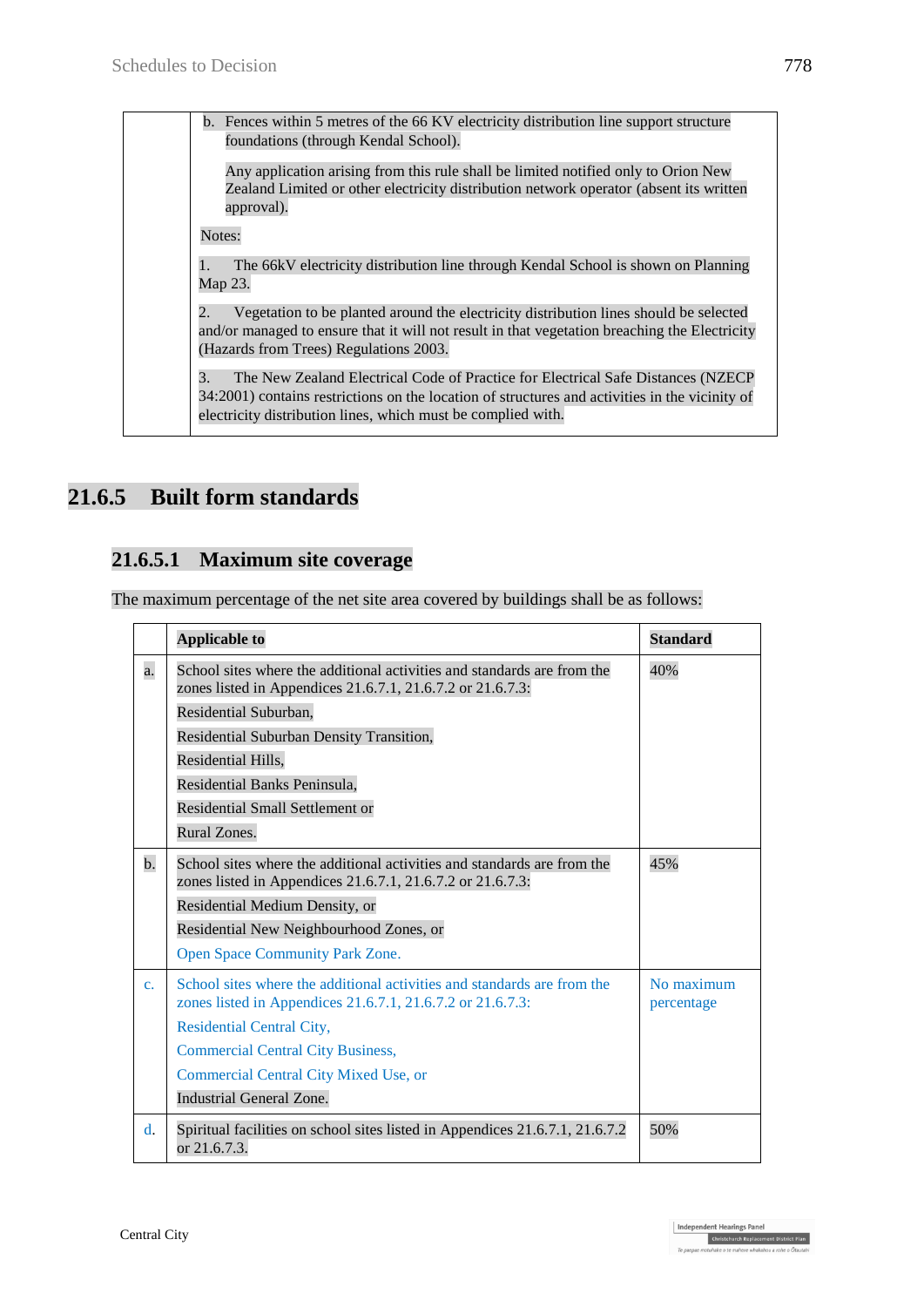| | |
|---|---|
| | b. Fences within 5 metres of the 66 KV electricity distribution line support structure foundations (through Kendal School).<br><br>Any application arising from this rule shall be limited notified only to Orion New Zealand Limited or other electricity distribution network operator (absent its written approval).<br><br>Notes:<br><br>1. The 66kV electricity distribution line through Kendal School is shown on Planning Map 23.<br><br>2. Vegetation to be planted around the electricity distribution lines should be selected and/or managed to ensure that it will not result in that vegetation breaching the Electricity (Hazards from Trees) Regulations 2003.<br><br>3. The New Zealand Electrical Code of Practice for Electrical Safe Distances (NZECP 34:2001) contains restrictions on the location of structures and activities in the vicinity of electricity distribution lines, which must be complied with. |

## 21.6.5 Built form standards

### 21.6.5.1 Maximum site coverage

The maximum percentage of the net site area covered by buildings shall be as follows:

| | **Applicable to** | **Standard** |
|---|---|---|
| a. | School sites where the additional activities and standards are from the zones listed in Appendices 21.6.7.1, 21.6.7.2 or 21.6.7.3:<br>Residential Suburban,<br>Residential Suburban Density Transition,<br>Residential Hills,<br>Residential Banks Peninsula,<br>Residential Small Settlement or<br>Rural Zones. | 40% |
| b. | School sites where the additional activities and standards are from the zones listed in Appendices 21.6.7.1, 21.6.7.2 or 21.6.7.3:<br>Residential Medium Density, or<br>Residential New Neighbourhood Zones, or<br>Open Space Community Park Zone. | 45% |
| c. | School sites where the additional activities and standards are from the zones listed in Appendices 21.6.7.1, 21.6.7.2 or 21.6.7.3:<br>Residential Central City,<br>Commercial Central City Business,<br>Commercial Central City Mixed Use, or<br>Industrial General Zone. | No maximum percentage |
| d. | Spiritual facilities on school sites listed in Appendices 21.6.7.1, 21.6.7.2 or 21.6.7.3. | 50% |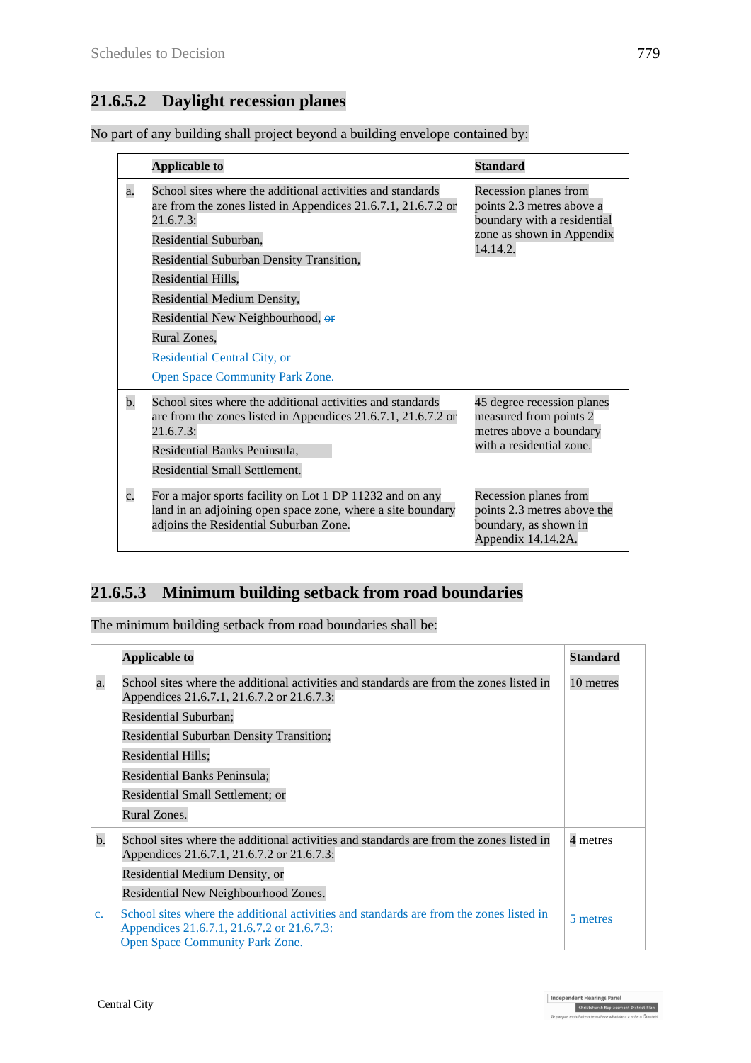### 21.6.5.2 Daylight recession planes

No part of any building shall project beyond a building envelope contained by:

| | Applicable to | Standard |
|---|---|---|
| a. | School sites where the additional activities and standards are from the zones listed in Appendices 21.6.7.1, 21.6.7.2 or 21.6.7.3:<br>Residential Suburban,<br>Residential Suburban Density Transition,<br>Residential Hills,<br>Residential Medium Density,<br>Residential New Neighbourhood, ~~or~~<br>Rural Zones,<br>Residential Central City, or<br>Open Space Community Park Zone. | Recession planes from points 2.3 metres above a boundary with a residential zone as shown in Appendix 14.14.2. |
| b. | School sites where the additional activities and standards are from the zones listed in Appendices 21.6.7.1, 21.6.7.2 or 21.6.7.3:<br>Residential Banks Peninsula,<br>Residential Small Settlement. | 45 degree recession planes measured from points 2 metres above a boundary with a residential zone. |
| c. | For a major sports facility on Lot 1 DP 11232 and on any land in an adjoining open space zone, where a site boundary adjoins the Residential Suburban Zone. | Recession planes from points 2.3 metres above the boundary, as shown in Appendix 14.14.2A. |

### 21.6.5.3 Minimum building setback from road boundaries

The minimum building setback from road boundaries shall be:

| | Applicable to | Standard |
|---|---|---|
| a. | School sites where the additional activities and standards are from the zones listed in Appendices 21.6.7.1, 21.6.7.2 or 21.6.7.3:<br>Residential Suburban;<br>Residential Suburban Density Transition;<br>Residential Hills;<br>Residential Banks Peninsula;<br>Residential Small Settlement; or<br>Rural Zones. | 10 metres |
| b. | School sites where the additional activities and standards are from the zones listed in Appendices 21.6.7.1, 21.6.7.2 or 21.6.7.3:<br>Residential Medium Density, or<br>Residential New Neighbourhood Zones. | 4 metres |
| c. | School sites where the additional activities and standards are from the zones listed in Appendices 21.6.7.1, 21.6.7.2 or 21.6.7.3:<br>Open Space Community Park Zone. | 5 metres |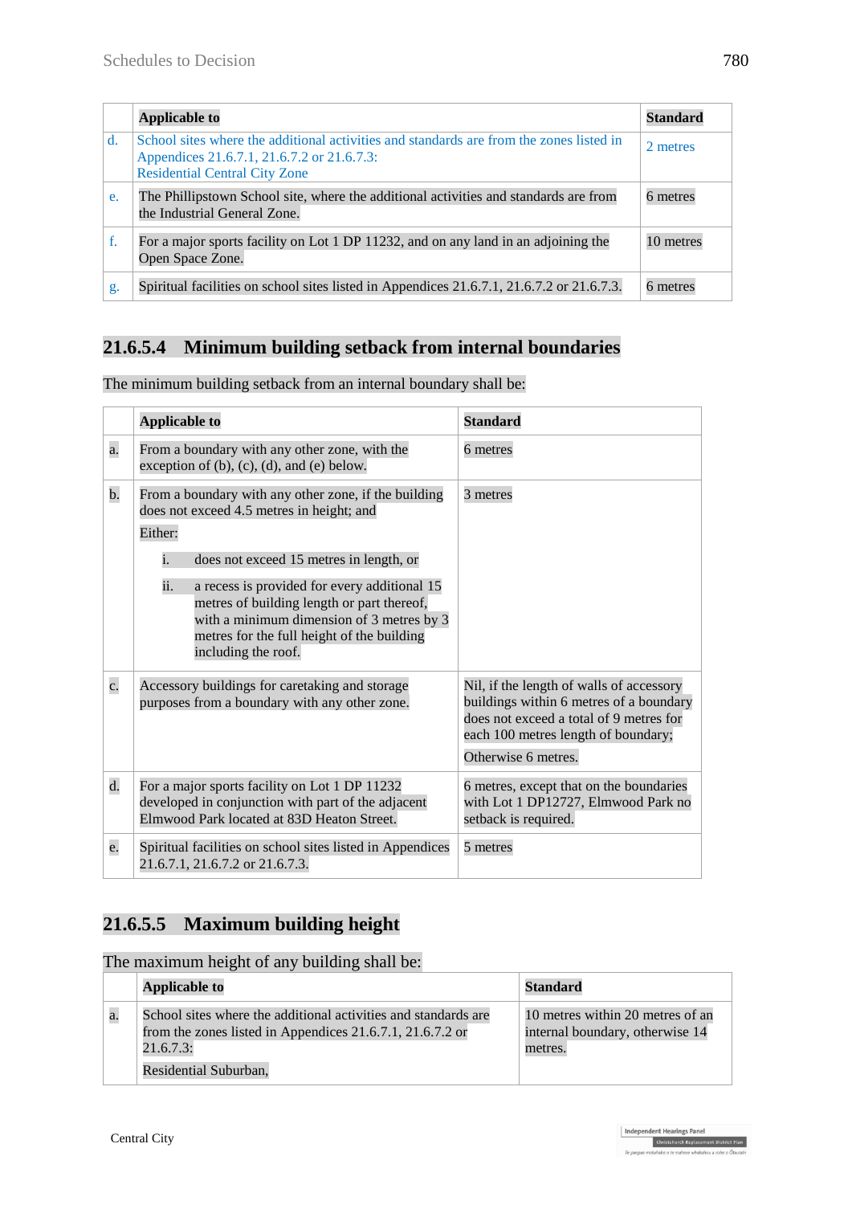| | Applicable to | Standard |
|---|---|---|
| d. | School sites where the additional activities and standards are from the zones listed in Appendices 21.6.7.1, 21.6.7.2 or 21.6.7.3: Residential Central City Zone | 2 metres |
| e. | The Phillipstown School site, where the additional activities and standards are from the Industrial General Zone. | 6 metres |
| f. | For a major sports facility on Lot 1 DP 11232, and on any land in an adjoining the Open Space Zone. | 10 metres |
| g. | Spiritual facilities on school sites listed in Appendices 21.6.7.1, 21.6.7.2 or 21.6.7.3. | 6 metres |

## 21.6.5.4 Minimum building setback from internal boundaries

The minimum building setback from an internal boundary shall be:

| | Applicable to | Standard |
|---|---|---|
| a. | From a boundary with any other zone, with the exception of (b), (c), (d), and (e) below. | 6 metres |
| b. | From a boundary with any other zone, if the building does not exceed 4.5 metres in height; and Either: i. does not exceed 15 metres in length, or ii. a recess is provided for every additional 15 metres of building length or part thereof, with a minimum dimension of 3 metres by 3 metres for the full height of the building including the roof. | 3 metres |
| c. | Accessory buildings for caretaking and storage purposes from a boundary with any other zone. | Nil, if the length of walls of accessory buildings within 6 metres of a boundary does not exceed a total of 9 metres for each 100 metres length of boundary; Otherwise 6 metres. |
| d. | For a major sports facility on Lot 1 DP 11232 developed in conjunction with part of the adjacent Elmwood Park located at 83D Heaton Street. | 6 metres, except that on the boundaries with Lot 1 DP12727, Elmwood Park no setback is required. |
| e. | Spiritual facilities on school sites listed in Appendices 21.6.7.1, 21.6.7.2 or 21.6.7.3. | 5 metres |

## 21.6.5.5 Maximum building height

The maximum height of any building shall be:

| | Applicable to | Standard |
|---|---|---|
| a. | School sites where the additional activities and standards are from the zones listed in Appendices 21.6.7.1, 21.6.7.2 or 21.6.7.3: Residential Suburban, | 10 metres within 20 metres of an internal boundary, otherwise 14 metres. |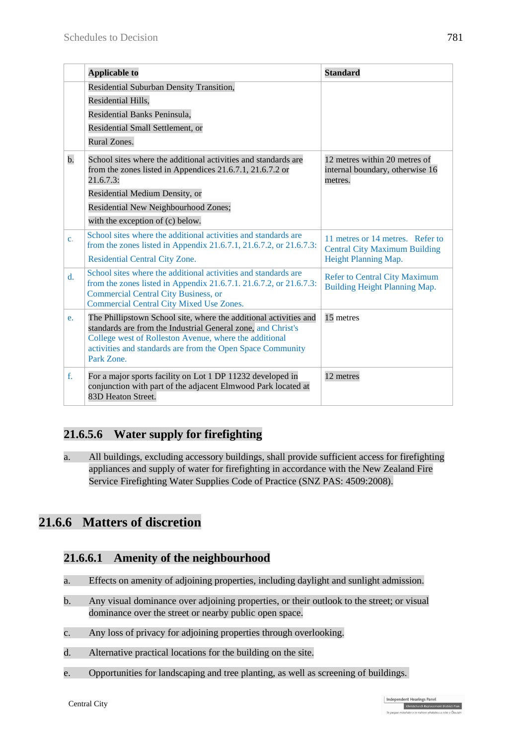| | Applicable to | Standard |
|---|---|---|
| | Residential Suburban Density Transition,<br>Residential Hills,<br>Residential Banks Peninsula,<br>Residential Small Settlement, or<br>Rural Zones. | |
| b. | School sites where the additional activities and standards are from the zones listed in Appendices 21.6.7.1, 21.6.7.2 or 21.6.7.3:<br>Residential Medium Density, or<br>Residential New Neighbourhood Zones;<br>with the exception of (c) below. | 12 metres within 20 metres of internal boundary, otherwise 16 metres. |
| c. | School sites where the additional activities and standards are from the zones listed in Appendix 21.6.7.1, 21.6.7.2, or 21.6.7.3:<br>Residential Central City Zone. | 11 metres or 14 metres. Refer to Central City Maximum Building Height Planning Map. |
| d. | School sites where the additional activities and standards are from the zones listed in Appendix 21.6.7.1. 21.6.7.2, or 21.6.7.3:<br>Commercial Central City Business, or<br>Commercial Central City Mixed Use Zones. | Refer to Central City Maximum Building Height Planning Map. |
| e. | The Phillipstown School site, where the additional activities and standards are from the Industrial General zone, and Christ's College west of Rolleston Avenue, where the additional activities and standards are from the Open Space Community Park Zone. | 15 metres |
| f. | For a major sports facility on Lot 1 DP 11232 developed in conjunction with part of the adjacent Elmwood Park located at 83D Heaton Street. | 12 metres |

### 21.6.5.6 Water supply for firefighting

a. All buildings, excluding accessory buildings, shall provide sufficient access for firefighting appliances and supply of water for firefighting in accordance with the New Zealand Fire Service Firefighting Water Supplies Code of Practice (SNZ PAS: 4509:2008).

## 21.6.6 Matters of discretion

### 21.6.6.1 Amenity of the neighbourhood

a. Effects on amenity of adjoining properties, including daylight and sunlight admission.

b. Any visual dominance over adjoining properties, or their outlook to the street; or visual dominance over the street or nearby public open space.

c. Any loss of privacy for adjoining properties through overlooking.

d. Alternative practical locations for the building on the site.

e. Opportunities for landscaping and tree planting, as well as screening of buildings.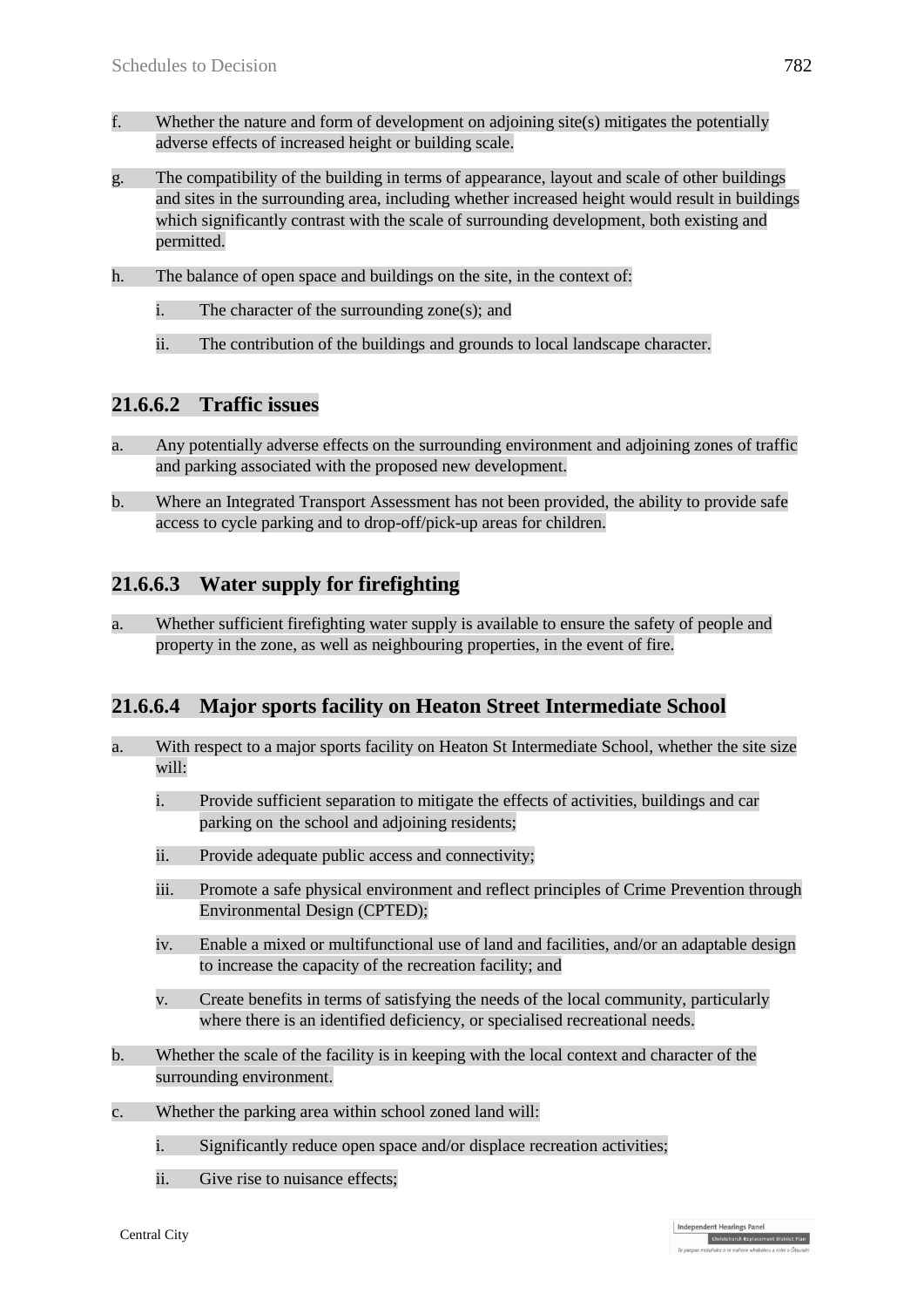f. Whether the nature and form of development on adjoining site(s) mitigates the potentially adverse effects of increased height or building scale.

g. The compatibility of the building in terms of appearance, layout and scale of other buildings and sites in the surrounding area, including whether increased height would result in buildings which significantly contrast with the scale of surrounding development, both existing and permitted.

h. The balance of open space and buildings on the site, in the context of:

   i. The character of the surrounding zone(s); and

   ii. The contribution of the buildings and grounds to local landscape character.

## 21.6.6.2 Traffic issues

a. Any potentially adverse effects on the surrounding environment and adjoining zones of traffic and parking associated with the proposed new development.

b. Where an Integrated Transport Assessment has not been provided, the ability to provide safe access to cycle parking and to drop-off/pick-up areas for children.

## 21.6.6.3 Water supply for firefighting

a. Whether sufficient firefighting water supply is available to ensure the safety of people and property in the zone, as well as neighbouring properties, in the event of fire.

## 21.6.6.4 Major sports facility on Heaton Street Intermediate School

a. With respect to a major sports facility on Heaton St Intermediate School, whether the site size will:

   i. Provide sufficient separation to mitigate the effects of activities, buildings and car parking on the school and adjoining residents;

   ii. Provide adequate public access and connectivity;

   iii. Promote a safe physical environment and reflect principles of Crime Prevention through Environmental Design (CPTED);

   iv. Enable a mixed or multifunctional use of land and facilities, and/or an adaptable design to increase the capacity of the recreation facility; and

   v. Create benefits in terms of satisfying the needs of the local community, particularly where there is an identified deficiency, or specialised recreational needs.

b. Whether the scale of the facility is in keeping with the local context and character of the surrounding environment.

c. Whether the parking area within school zoned land will:

   i. Significantly reduce open space and/or displace recreation activities;

   ii. Give rise to nuisance effects;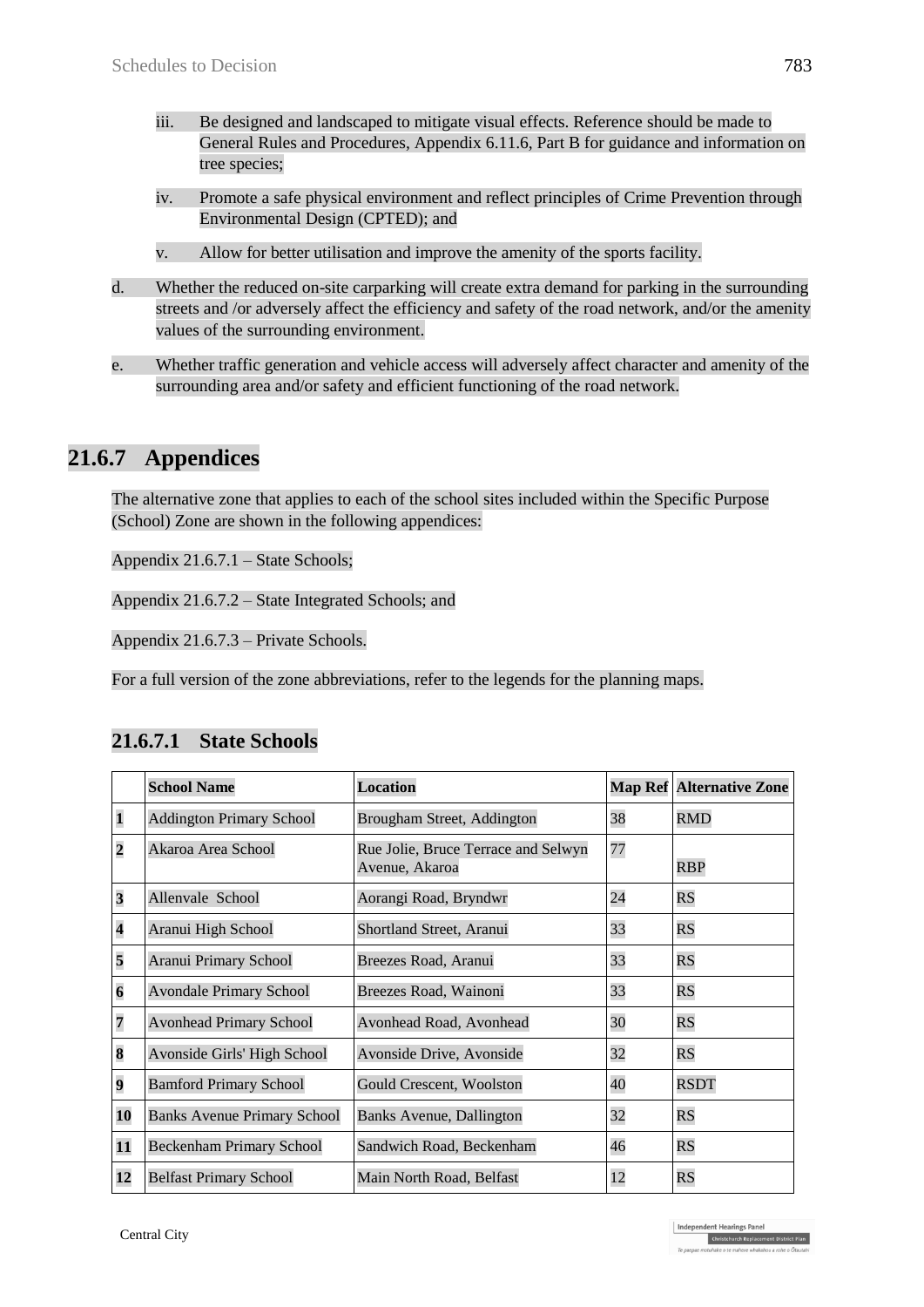iii. Be designed and landscaped to mitigate visual effects. Reference should be made to General Rules and Procedures, Appendix 6.11.6, Part B for guidance and information on tree species;

iv. Promote a safe physical environment and reflect principles of Crime Prevention through Environmental Design (CPTED); and

v. Allow for better utilisation and improve the amenity of the sports facility.

d. Whether the reduced on-site carparking will create extra demand for parking in the surrounding streets and /or adversely affect the efficiency and safety of the road network, and/or the amenity values of the surrounding environment.

e. Whether traffic generation and vehicle access will adversely affect character and amenity of the surrounding area and/or safety and efficient functioning of the road network.

## 21.6.7 Appendices

The alternative zone that applies to each of the school sites included within the Specific Purpose (School) Zone are shown in the following appendices:

Appendix 21.6.7.1 – State Schools;

Appendix 21.6.7.2 – State Integrated Schools; and

Appendix 21.6.7.3 – Private Schools.

For a full version of the zone abbreviations, refer to the legends for the planning maps.

### 21.6.7.1 State Schools

| | School Name | Location | Map Ref | Alternative Zone |
|---|---|---|---|---|
| **1** | Addington Primary School | Brougham Street, Addington | 38 | RMD |
| **2** | Akaroa Area School | Rue Jolie, Bruce Terrace and Selwyn Avenue, Akaroa | 77 | RBP |
| **3** | Allenvale School | Aorangi Road, Bryndwr | 24 | RS |
| **4** | Aranui High School | Shortland Street, Aranui | 33 | RS |
| **5** | Aranui Primary School | Breezes Road, Aranui | 33 | RS |
| **6** | Avondale Primary School | Breezes Road, Wainoni | 33 | RS |
| **7** | Avonhead Primary School | Avonhead Road, Avonhead | 30 | RS |
| **8** | Avonside Girls' High School | Avonside Drive, Avonside | 32 | RS |
| **9** | Bamford Primary School | Gould Crescent, Woolston | 40 | RSDT |
| **10** | Banks Avenue Primary School | Banks Avenue, Dallington | 32 | RS |
| **11** | Beckenham Primary School | Sandwich Road, Beckenham | 46 | RS |
| **12** | Belfast Primary School | Main North Road, Belfast | 12 | RS |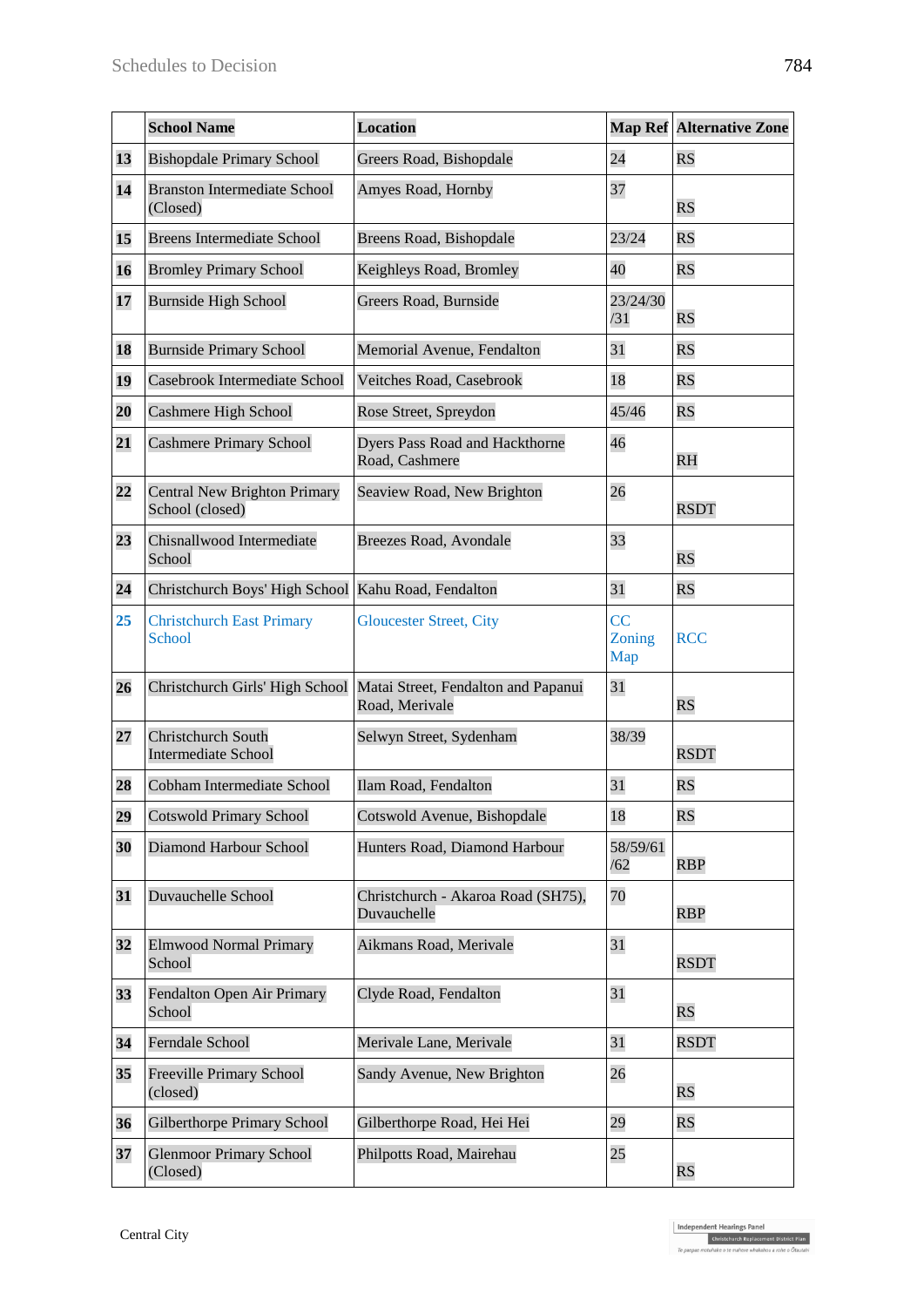| | School Name | Location | Map Ref | Alternative Zone |
|---|---|---|---|---|
| **13** | Bishopdale Primary School | Greers Road, Bishopdale | 24 | RS |
| **14** | Branston Intermediate School (Closed) | Amyes Road, Hornby | 37 | RS |
| **15** | Breens Intermediate School | Breens Road, Bishopdale | 23/24 | RS |
| **16** | Bromley Primary School | Keighleys Road, Bromley | 40 | RS |
| **17** | Burnside High School | Greers Road, Burnside | 23/24/30/31 | RS |
| **18** | Burnside Primary School | Memorial Avenue, Fendalton | 31 | RS |
| **19** | Casebrook Intermediate School | Veitches Road, Casebrook | 18 | RS |
| **20** | Cashmere High School | Rose Street, Spreydon | 45/46 | RS |
| **21** | Cashmere Primary School | Dyers Pass Road and Hackthorne Road, Cashmere | 46 | RH |
| **22** | Central New Brighton Primary School (closed) | Seaview Road, New Brighton | 26 | RSDT |
| **23** | Chisnallwood Intermediate School | Breezes Road, Avondale | 33 | RS |
| **24** | Christchurch Boys' High School | Kahu Road, Fendalton | 31 | RS |
| **25** | Christchurch East Primary School | Gloucester Street, City | CC Zoning Map | RCC |
| **26** | Christchurch Girls' High School | Matai Street, Fendalton and Papanui Road, Merivale | 31 | RS |
| **27** | Christchurch South Intermediate School | Selwyn Street, Sydenham | 38/39 | RSDT |
| **28** | Cobham Intermediate School | Ilam Road, Fendalton | 31 | RS |
| **29** | Cotswold Primary School | Cotswold Avenue, Bishopdale | 18 | RS |
| **30** | Diamond Harbour School | Hunters Road, Diamond Harbour | 58/59/61/62 | RBP |
| **31** | Duvauchelle School | Christchurch - Akaroa Road (SH75), Duvauchelle | 70 | RBP |
| **32** | Elmwood Normal Primary School | Aikmans Road, Merivale | 31 | RSDT |
| **33** | Fendalton Open Air Primary School | Clyde Road, Fendalton | 31 | RS |
| **34** | Ferndale School | Merivale Lane, Merivale | 31 | RSDT |
| **35** | Freeville Primary School (closed) | Sandy Avenue, New Brighton | 26 | RS |
| **36** | Gilberthorpe Primary School | Gilberthorpe Road, Hei Hei | 29 | RS |
| **37** | Glenmoor Primary School (Closed) | Philpotts Road, Mairehau | 25 | RS |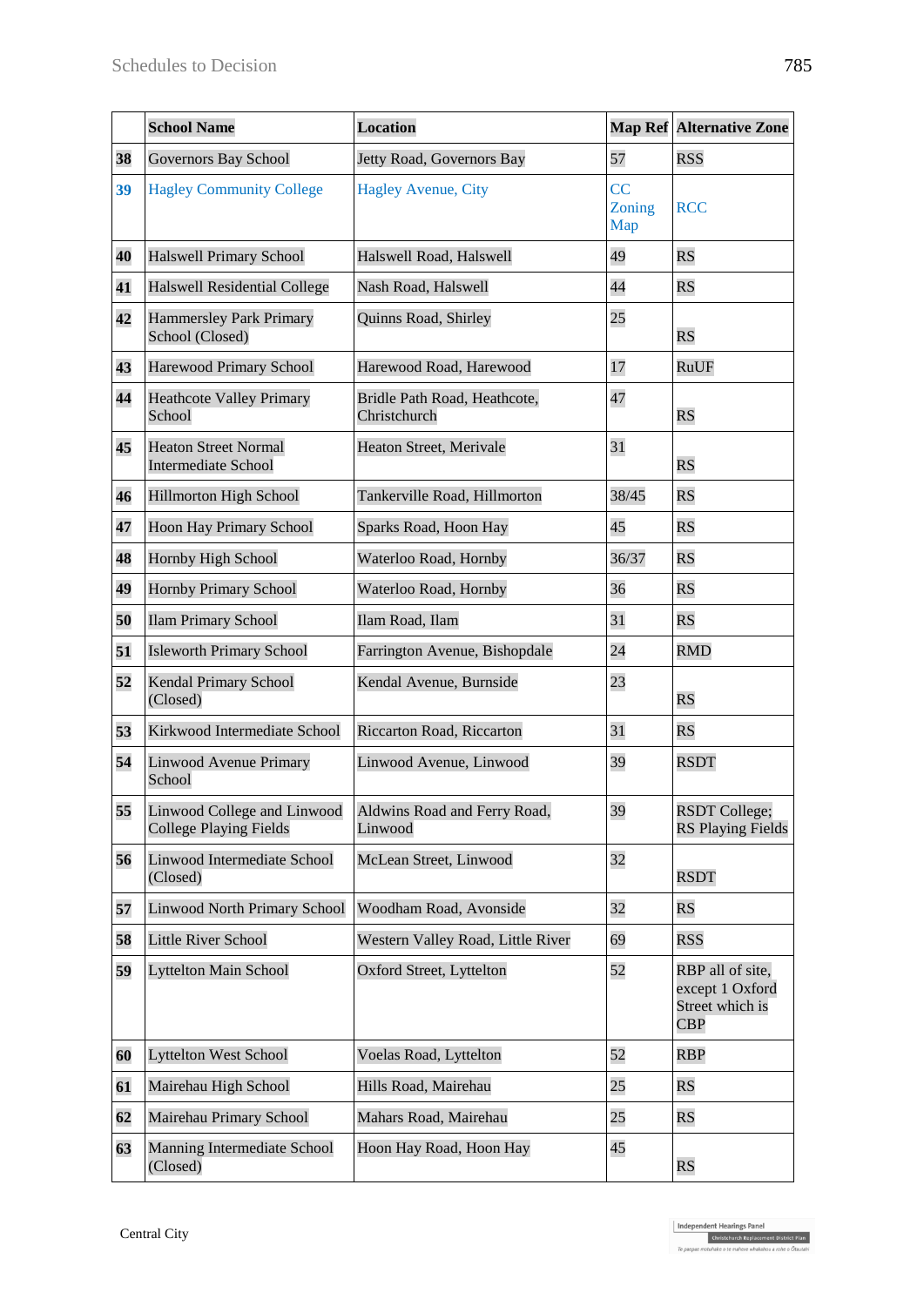| | School Name | Location | Map Ref | Alternative Zone |
|---|---|---|---|---|
| 38 | Governors Bay School | Jetty Road, Governors Bay | 57 | RSS |
| 39 | Hagley Community College | Hagley Avenue, City | CC Zoning Map | RCC |
| 40 | Halswell Primary School | Halswell Road, Halswell | 49 | RS |
| 41 | Halswell Residential College | Nash Road, Halswell | 44 | RS |
| 42 | Hammersley Park Primary School (Closed) | Quinns Road, Shirley | 25 | RS |
| 43 | Harewood Primary School | Harewood Road, Harewood | 17 | RuUF |
| 44 | Heathcote Valley Primary School | Bridle Path Road, Heathcote, Christchurch | 47 | RS |
| 45 | Heaton Street Normal Intermediate School | Heaton Street, Merivale | 31 | RS |
| 46 | Hillmorton High School | Tankerville Road, Hillmorton | 38/45 | RS |
| 47 | Hoon Hay Primary School | Sparks Road, Hoon Hay | 45 | RS |
| 48 | Hornby High School | Waterloo Road, Hornby | 36/37 | RS |
| 49 | Hornby Primary School | Waterloo Road, Hornby | 36 | RS |
| 50 | Ilam Primary School | Ilam Road, Ilam | 31 | RS |
| 51 | Isleworth Primary School | Farrington Avenue, Bishopdale | 24 | RMD |
| 52 | Kendal Primary School (Closed) | Kendal Avenue, Burnside | 23 | RS |
| 53 | Kirkwood Intermediate School | Riccarton Road, Riccarton | 31 | RS |
| 54 | Linwood Avenue Primary School | Linwood Avenue, Linwood | 39 | RSDT |
| 55 | Linwood College and Linwood College Playing Fields | Aldwins Road and Ferry Road, Linwood | 39 | RSDT College; RS Playing Fields |
| 56 | Linwood Intermediate School (Closed) | McLean Street, Linwood | 32 | RSDT |
| 57 | Linwood North Primary School | Woodham Road, Avonside | 32 | RS |
| 58 | Little River School | Western Valley Road, Little River | 69 | RSS |
| 59 | Lyttelton Main School | Oxford Street, Lyttelton | 52 | RBP all of site, except 1 Oxford Street which is CBP |
| 60 | Lyttelton West School | Voelas Road, Lyttelton | 52 | RBP |
| 61 | Mairehau High School | Hills Road, Mairehau | 25 | RS |
| 62 | Mairehau Primary School | Mahars Road, Mairehau | 25 | RS |
| 63 | Manning Intermediate School (Closed) | Hoon Hay Road, Hoon Hay | 45 | RS |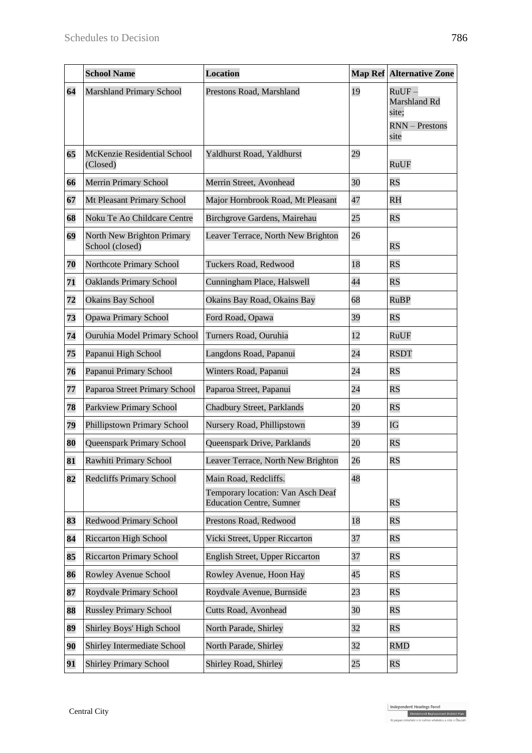| | School Name | Location | Map Ref | Alternative Zone |
|---|---|---|---|---|
| **64** | Marshland Primary School | Prestons Road, Marshland | 19 | RuUF – Marshland Rd site; RNN – Prestons site |
| **65** | McKenzie Residential School (Closed) | Yaldhurst Road, Yaldhurst | 29 | RuUF |
| **66** | Merrin Primary School | Merrin Street, Avonhead | 30 | RS |
| **67** | Mt Pleasant Primary School | Major Hornbrook Road, Mt Pleasant | 47 | RH |
| **68** | Noku Te Ao Childcare Centre | Birchgrove Gardens, Mairehau | 25 | RS |
| **69** | North New Brighton Primary School (closed) | Leaver Terrace, North New Brighton | 26 | RS |
| **70** | Northcote Primary School | Tuckers Road, Redwood | 18 | RS |
| **71** | Oaklands Primary School | Cunningham Place, Halswell | 44 | RS |
| **72** | Okains Bay School | Okains Bay Road, Okains Bay | 68 | RuBP |
| **73** | Opawa Primary School | Ford Road, Opawa | 39 | RS |
| **74** | Ouruhia Model Primary School | Turners Road, Ouruhia | 12 | RuUF |
| **75** | Papanui High School | Langdons Road, Papanui | 24 | RSDT |
| **76** | Papanui Primary School | Winters Road, Papanui | 24 | RS |
| **77** | Paparoa Street Primary School | Paparoa Street, Papanui | 24 | RS |
| **78** | Parkview Primary School | Chadbury Street, Parklands | 20 | RS |
| **79** | Phillipstown Primary School | Nursery Road, Phillipstown | 39 | IG |
| **80** | Queenspark Primary School | Queenspark Drive, Parklands | 20 | RS |
| **81** | Rawhiti Primary School | Leaver Terrace, North New Brighton | 26 | RS |
| **82** | Redcliffs Primary School | Main Road, Redcliffs. Temporary location: Van Asch Deaf Education Centre, Sumner | 48 | RS |
| **83** | Redwood Primary School | Prestons Road, Redwood | 18 | RS |
| **84** | Riccarton High School | Vicki Street, Upper Riccarton | 37 | RS |
| **85** | Riccarton Primary School | English Street, Upper Riccarton | 37 | RS |
| **86** | Rowley Avenue School | Rowley Avenue, Hoon Hay | 45 | RS |
| **87** | Roydvale Primary School | Roydvale Avenue, Burnside | 23 | RS |
| **88** | Russley Primary School | Cutts Road, Avonhead | 30 | RS |
| **89** | Shirley Boys' High School | North Parade, Shirley | 32 | RS |
| **90** | Shirley Intermediate School | North Parade, Shirley | 32 | RMD |
| **91** | Shirley Primary School | Shirley Road, Shirley | 25 | RS |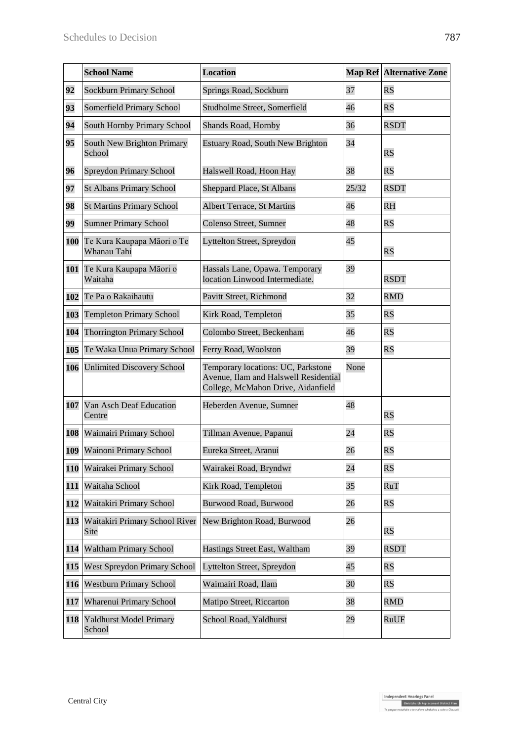| | School Name | Location | Map Ref | Alternative Zone |
|---|---|---|---|---|
| **92** | Sockburn Primary School | Springs Road, Sockburn | 37 | RS |
| **93** | Somerfield Primary School | Studholme Street, Somerfield | 46 | RS |
| **94** | South Hornby Primary School | Shands Road, Hornby | 36 | RSDT |
| **95** | South New Brighton Primary School | Estuary Road, South New Brighton | 34 | RS |
| **96** | Spreydon Primary School | Halswell Road, Hoon Hay | 38 | RS |
| **97** | St Albans Primary School | Sheppard Place, St Albans | 25/32 | RSDT |
| **98** | St Martins Primary School | Albert Terrace, St Martins | 46 | RH |
| **99** | Sumner Primary School | Colenso Street, Sumner | 48 | RS |
| **100** | Te Kura Kaupapa Māori o Te Whanau Tahi | Lyttelton Street, Spreydon | 45 | RS |
| **101** | Te Kura Kaupapa Māori o Waitaha | Hassals Lane, Opawa. Temporary location Linwood Intermediate. | 39 | RSDT |
| **102** | Te Pa o Rakaihautu | Pavitt Street, Richmond | 32 | RMD |
| **103** | Templeton Primary School | Kirk Road, Templeton | 35 | RS |
| **104** | Thorrington Primary School | Colombo Street, Beckenham | 46 | RS |
| **105** | Te Waka Unua Primary School | Ferry Road, Woolston | 39 | RS |
| **106** | Unlimited Discovery School | Temporary locations: UC, Parkstone Avenue, Ilam and Halswell Residential College, McMahon Drive, Aidanfield | None | |
| **107** | Van Asch Deaf Education Centre | Heberden Avenue, Sumner | 48 | RS |
| **108** | Waimairi Primary School | Tillman Avenue, Papanui | 24 | RS |
| **109** | Wainoni Primary School | Eureka Street, Aranui | 26 | RS |
| **110** | Wairakei Primary School | Wairakei Road, Bryndwr | 24 | RS |
| **111** | Waitaha School | Kirk Road, Templeton | 35 | RuT |
| **112** | Waitakiri Primary School | Burwood Road, Burwood | 26 | RS |
| **113** | Waitakiri Primary School River Site | New Brighton Road, Burwood | 26 | RS |
| **114** | Waltham Primary School | Hastings Street East, Waltham | 39 | RSDT |
| **115** | West Spreydon Primary School | Lyttelton Street, Spreydon | 45 | RS |
| **116** | Westburn Primary School | Waimairi Road, Ilam | 30 | RS |
| **117** | Wharenui Primary School | Matipo Street, Riccarton | 38 | RMD |
| **118** | Yaldhurst Model Primary School | School Road, Yaldhurst | 29 | RuUF |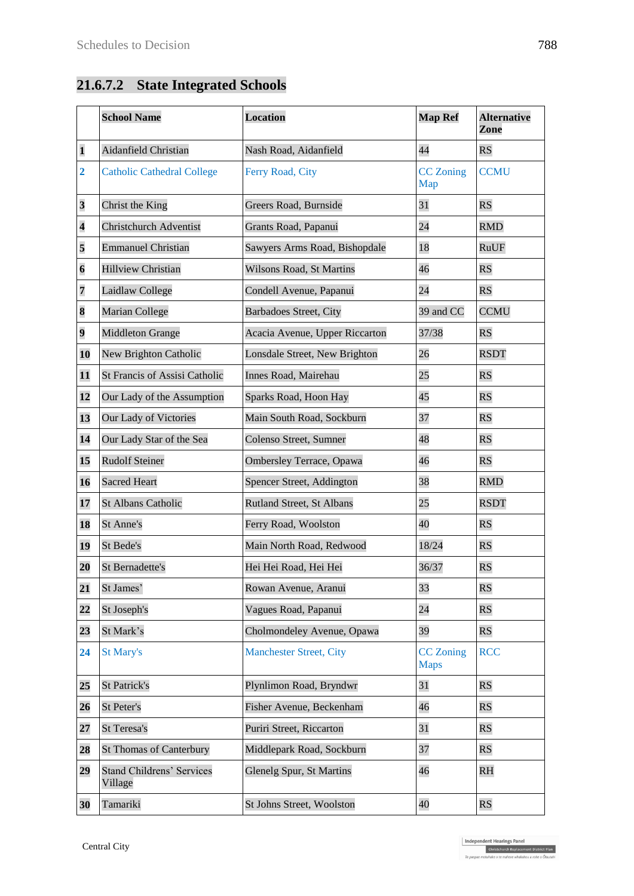### 21.6.7.2 State Integrated Schools

| | School Name | Location | Map Ref | Alternative Zone |
|---|---|---|---|---|
| 1 | Aidanfield Christian | Nash Road, Aidanfield | 44 | RS |
| 2 | Catholic Cathedral College | Ferry Road, City | CC Zoning Map | CCMU |
| 3 | Christ the King | Greers Road, Burnside | 31 | RS |
| 4 | Christchurch Adventist | Grants Road, Papanui | 24 | RMD |
| 5 | Emmanuel Christian | Sawyers Arms Road, Bishopdale | 18 | RuUF |
| 6 | Hillview Christian | Wilsons Road, St Martins | 46 | RS |
| 7 | Laidlaw College | Condell Avenue, Papanui | 24 | RS |
| 8 | Marian College | Barbadoes Street, City | 39 and CC | CCMU |
| 9 | Middleton Grange | Acacia Avenue, Upper Riccarton | 37/38 | RS |
| 10 | New Brighton Catholic | Lonsdale Street, New Brighton | 26 | RSDT |
| 11 | St Francis of Assisi Catholic | Innes Road, Mairehau | 25 | RS |
| 12 | Our Lady of the Assumption | Sparks Road, Hoon Hay | 45 | RS |
| 13 | Our Lady of Victories | Main South Road, Sockburn | 37 | RS |
| 14 | Our Lady Star of the Sea | Colenso Street, Sumner | 48 | RS |
| 15 | Rudolf Steiner | Ombersley Terrace, Opawa | 46 | RS |
| 16 | Sacred Heart | Spencer Street, Addington | 38 | RMD |
| 17 | St Albans Catholic | Rutland Street, St Albans | 25 | RSDT |
| 18 | St Anne's | Ferry Road, Woolston | 40 | RS |
| 19 | St Bede's | Main North Road, Redwood | 18/24 | RS |
| 20 | St Bernadette's | Hei Hei Road, Hei Hei | 36/37 | RS |
| 21 | St James' | Rowan Avenue, Aranui | 33 | RS |
| 22 | St Joseph's | Vagues Road, Papanui | 24 | RS |
| 23 | St Mark's | Cholmondeley Avenue, Opawa | 39 | RS |
| 24 | St Mary's | Manchester Street, City | CC Zoning Maps | RCC |
| 25 | St Patrick's | Plynlimon Road, Bryndwr | 31 | RS |
| 26 | St Peter's | Fisher Avenue, Beckenham | 46 | RS |
| 27 | St Teresa's | Puriri Street, Riccarton | 31 | RS |
| 28 | St Thomas of Canterbury | Middlepark Road, Sockburn | 37 | RS |
| 29 | Stand Childrens' Services Village | Glenelg Spur, St Martins | 46 | RH |
| 30 | Tamariki | St Johns Street, Woolston | 40 | RS |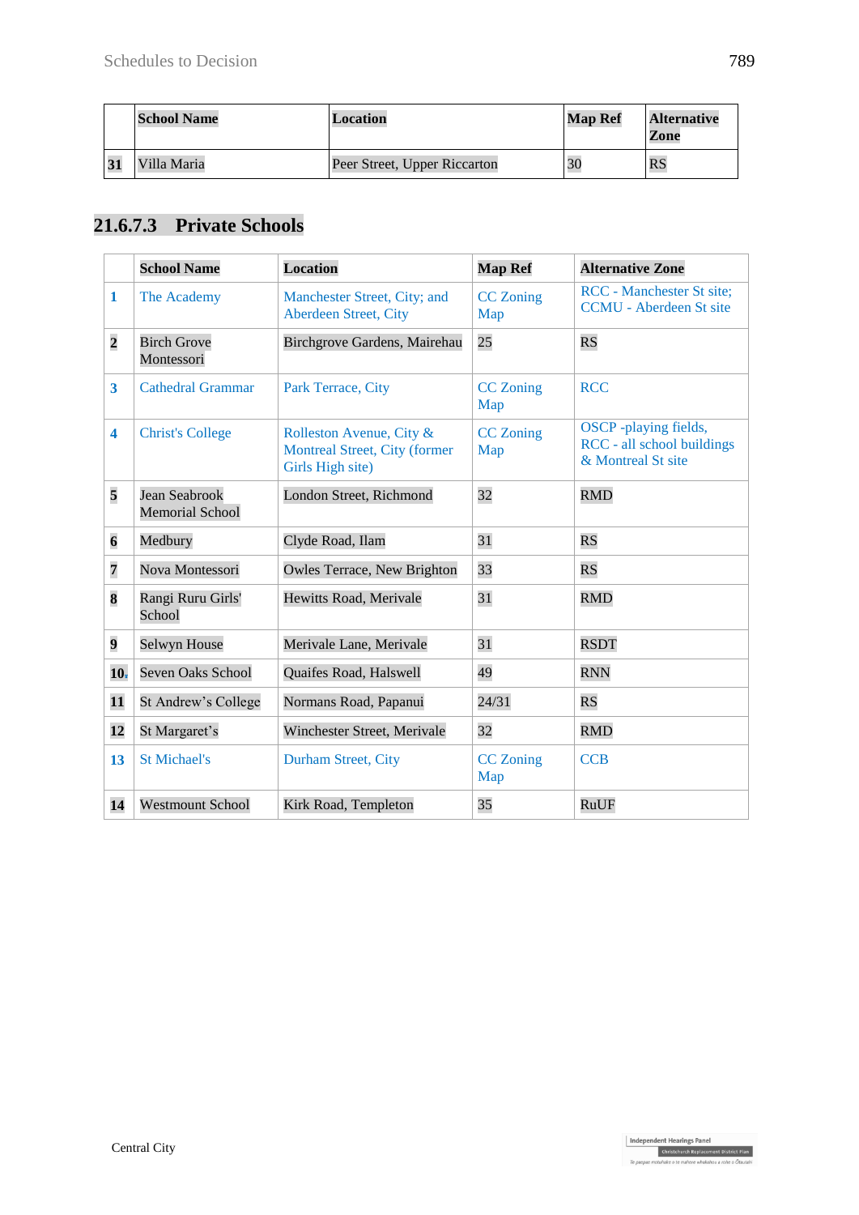| | School Name | Location | Map Ref | Alternative Zone |
|---|---|---|---|---|
| 31 | Villa Maria | Peer Street, Upper Riccarton | 30 | RS |

## 21.6.7.3 Private Schools

| | School Name | Location | Map Ref | Alternative Zone |
|---|---|---|---|---|
| 1 | The Academy | Manchester Street, City; and Aberdeen Street, City | CC Zoning Map | RCC - Manchester St site; CCMU - Aberdeen St site |
| 2 | Birch Grove Montessori | Birchgrove Gardens, Mairehau | 25 | RS |
| 3 | Cathedral Grammar | Park Terrace, City | CC Zoning Map | RCC |
| 4 | Christ's College | Rolleston Avenue, City & Montreal Street, City (former Girls High site) | CC Zoning Map | OSCP -playing fields, RCC - all school buildings & Montreal St site |
| 5 | Jean Seabrook Memorial School | London Street, Richmond | 32 | RMD |
| 6 | Medbury | Clyde Road, Ilam | 31 | RS |
| 7 | Nova Montessori | Owles Terrace, New Brighton | 33 | RS |
| 8 | Rangi Ruru Girls' School | Hewitts Road, Merivale | 31 | RMD |
| 9 | Selwyn House | Merivale Lane, Merivale | 31 | RSDT |
| 10. | Seven Oaks School | Quaifes Road, Halswell | 49 | RNN |
| 11 | St Andrew's College | Normans Road, Papanui | 24/31 | RS |
| 12 | St Margaret's | Winchester Street, Merivale | 32 | RMD |
| 13 | St Michael's | Durham Street, City | CC Zoning Map | CCB |
| 14 | Westmount School | Kirk Road, Templeton | 35 | RuUF |